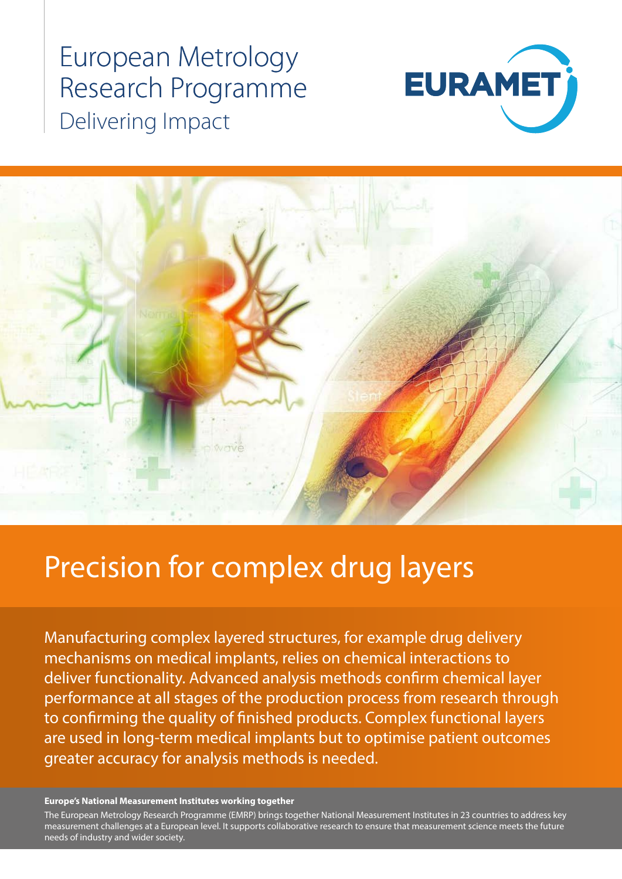European Metrology Research Programme

Delivering Impact

EURAMET

# Precision for complex drug layers

Manufacturing complex layered structures, for example drug delivery mechanisms on medical implants, relies on chemical interactions to deliver functionality. Advanced analysis methods confirm chemical layer performance at all stages of the production process from research through to confirming the quality of finished products. Complex functional layers are used in long-term medical implants but to optimise patient outcomes greater accuracy for analysis methods is needed.

**Europe's National Measurement Institutes working together**

The European Metrology Research Programme (EMRP) brings together National Measurement Institutes in 23 countries to address key measurement challenges at a European level. It supports collaborative research to ensure that measurement science meets the future needs of industry and wider society.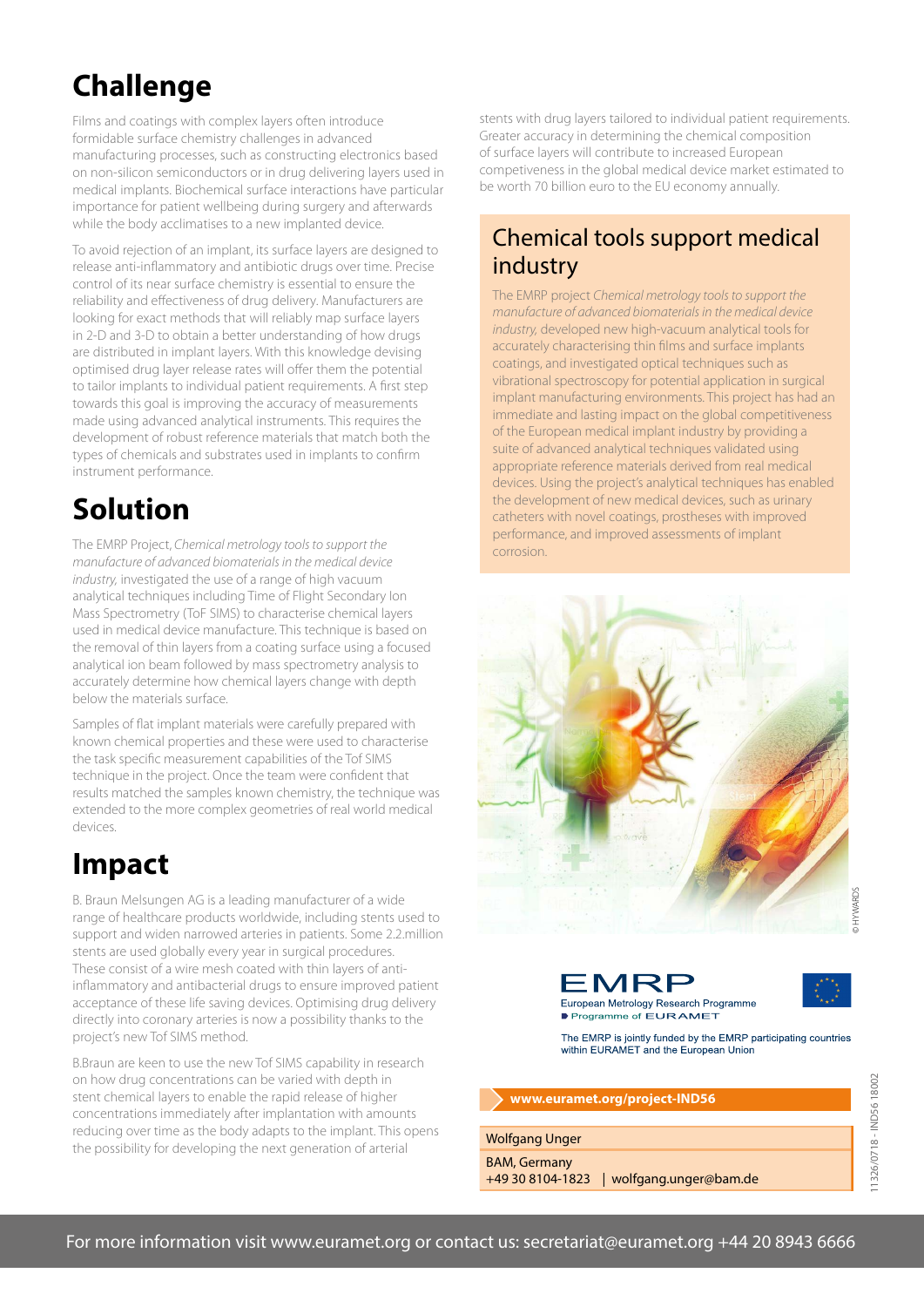# Challenge

Films and coatings with complex layers often introduce formidable surface chemistry challenges in advanced manufacturing processes, such as constructing electronics based on non-silicon semiconductors or in drug delivering layers used in medical implants. Biochemical surface interactions have particular importance for patient wellbeing during surgery and afterwards while the body acclimatises to a new implanted device.

To avoid rejection of an implant, its surface layers are designed to release anti-inflammatory and antibiotic drugs over time. Precise control of its near surface chemistry is essential to ensure the reliability and effectiveness of drug delivery. Manufacturers are looking for exact methods that will reliably map surface layers in 2-D and 3-D to obtain a better understanding of how drugs are distributed in implant layers. With this knowledge devising optimised drug layer release rates will offer them the potential to tailor implants to individual patient requirements. A first step towards this goal is improving the accuracy of measurements made using advanced analytical instruments. This requires the development of robust reference materials that match both the types of chemicals and substrates used in implants to confirm instrument performance.

# Solution

The EMRP Project, *Chemical metrology tools to support the manufacture of advanced biomaterials in the medical device industry,* investigated the use of a range of high vacuum analytical techniques including Time of Flight Secondary Ion Mass Spectrometry (ToF SIMS) to characterise chemical layers used in medical device manufacture. This technique is based on the removal of thin layers from a coating surface using a focused analytical ion beam followed by mass spectrometry analysis to accurately determine how chemical layers change with depth below the materials surface.

Samples of flat implant materials were carefully prepared with known chemical properties and these were used to characterise the task specific measurement capabilities of the Tof SIMS technique in the project. Once the team were confident that results matched the samples known chemistry, the technique was extended to the more complex geometries of real world medical devices.

# Impact

B. Braun Melsungen AG is a leading manufacturer of a wide range of healthcare products worldwide, including stents used to support and widen narrowed arteries in patients. Some 2.2.million stents are used globally every year in surgical procedures. These consist of a wire mesh coated with thin layers of anti-inflammatory and antibacterial drugs to ensure improved patient acceptance of these life saving devices. Optimising drug delivery directly into coronary arteries is now a possibility thanks to the project's new Tof SIMS method.

B.Braun are keen to use the new Tof SIMS capability in research on how drug concentrations can be varied with depth in stent chemical layers to enable the rapid release of higher concentrations immediately after implantation with amounts reducing over time as the body adapts to the implant. This opens the possibility for developing the next generation of arterial stents with drug layers tailored to individual patient requirements. Greater accuracy in determining the chemical composition of surface layers will contribute to increased European competiveness in the global medical device market estimated to be worth 70 billion euro to the EU economy annually.

## Chemical tools support medical industry

The EMRP project *Chemical metrology tools to support the manufacture of advanced biomaterials in the medical device industry,* developed new high-vacuum analytical tools for accurately characterising thin films and surface implants coatings, and investigated optical techniques such as vibrational spectroscopy for potential application in surgical implant manufacturing environments. This project has had an immediate and lasting impact on the global competitiveness of the European medical implant industry by providing a suite of advanced analytical techniques validated using appropriate reference materials derived from real medical devices. Using the project's analytical techniques has enabled the development of new medical devices, such as urinary catheters with novel coatings, prostheses with improved performance, and improved assessments of implant corrosion.

© HYWARDS

EMRP
European Metrology Research Programme
Programme of EURAMET

The EMRP is jointly funded by the EMRP participating countries within EURAMET and the European Union

**www.euramet.org/project-IND56**

Wolfgang Unger

BAM, Germany
+49 30 8104-1823 | wolfgang.unger@bam.de

11326/0718 - IND56 18002

For more information visit www.euramet.org or contact us: secretariat@euramet.org +44 20 8943 6666